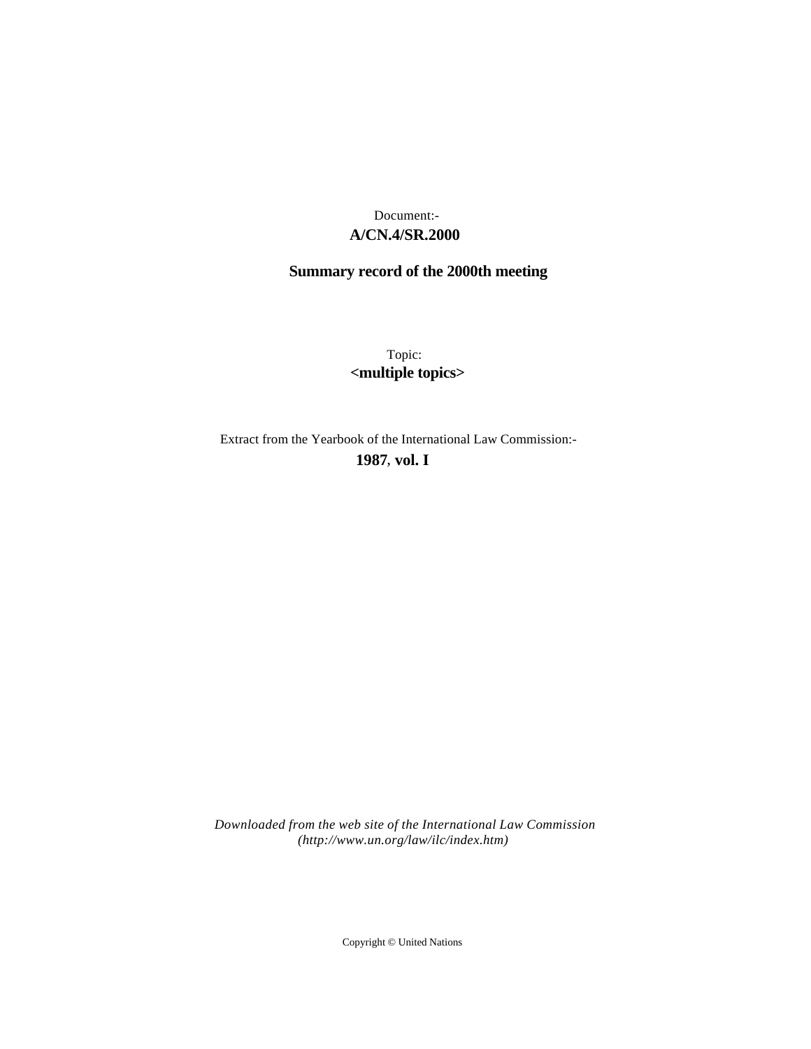Document:-
**A/CN.4/SR.2000**

**Summary record of the 2000th meeting**

Topic:
**<multiple topics>**

Extract from the Yearbook of the International Law Commission:-
**1987**, **vol. I**

*Downloaded from the web site of the International Law Commission (http://www.un.org/law/ilc/index.htm)*

Copyright © United Nations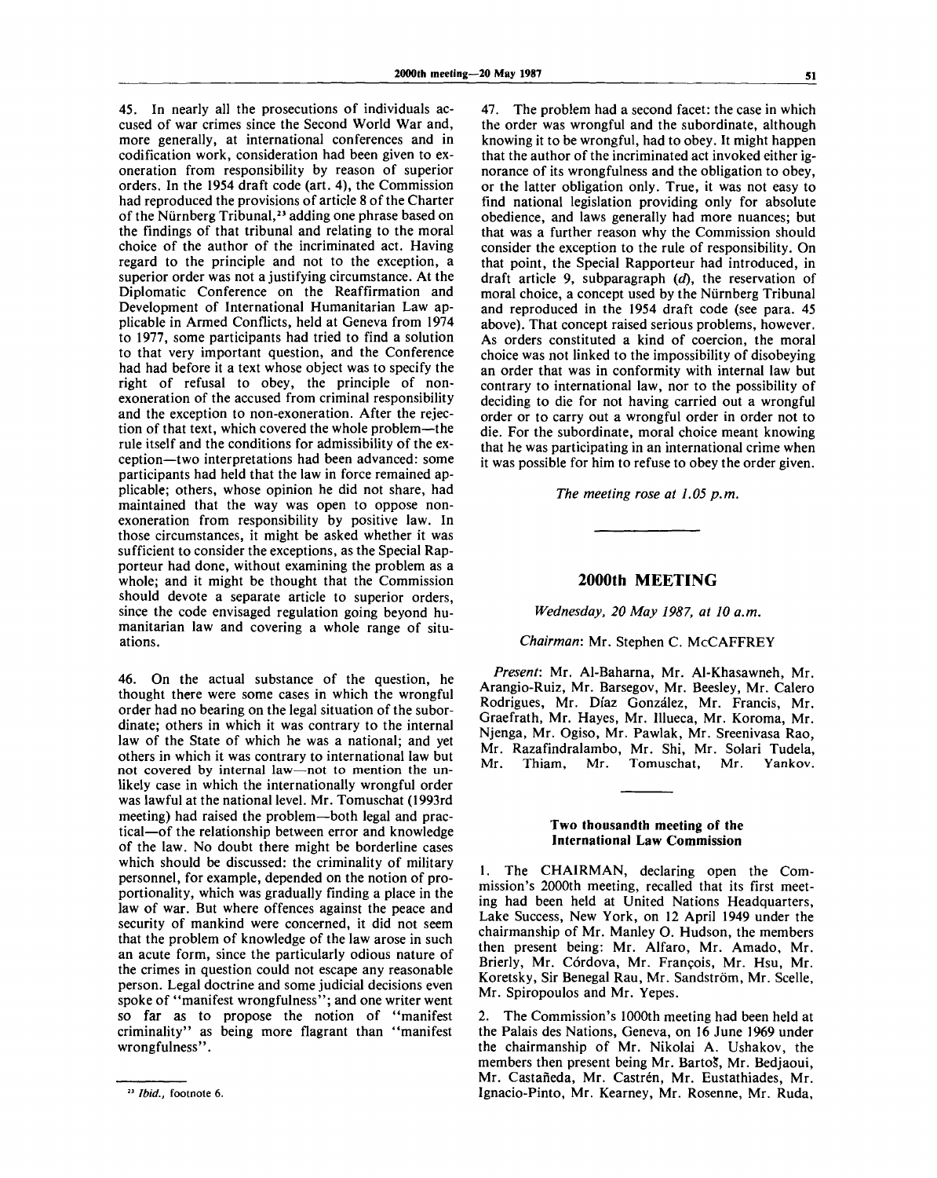45. In nearly all the prosecutions of individuals accused of war crimes since the Second World War and, more generally, at international conferences and in codification work, consideration had been given to exoneration from responsibility by reason of superior orders. In the 1954 draft code (art. 4), the Commission had reproduced the provisions of article 8 of the Charter of the Nürnberg Tribunal,[23] adding one phrase based on the findings of that tribunal and relating to the moral choice of the author of the incriminated act. Having regard to the principle and not to the exception, a superior order was not a justifying circumstance. At the Diplomatic Conference on the Reaffirmation and Development of International Humanitarian Law applicable in Armed Conflicts, held at Geneva from 1974 to 1977, some participants had tried to find a solution to that very important question, and the Conference had had before it a text whose object was to specify the right of refusal to obey, the principle of non-exoneration of the accused from criminal responsibility and the exception to non-exoneration. After the rejection of that text, which covered the whole problem—the rule itself and the conditions for admissibility of the exception—two interpretations had been advanced: some participants had held that the law in force remained applicable; others, whose opinion he did not share, had maintained that the way was open to oppose non-exoneration from responsibility by positive law. In those circumstances, it might be asked whether it was sufficient to consider the exceptions, as the Special Rapporteur had done, without examining the problem as a whole; and it might be thought that the Commission should devote a separate article to superior orders, since the code envisaged regulation going beyond humanitarian law and covering a whole range of situations.

46. On the actual substance of the question, he thought there were some cases in which the wrongful order had no bearing on the legal situation of the subordinate; others in which it was contrary to the internal law of the State of which he was a national; and yet others in which it was contrary to international law but not covered by internal law—not to mention the unlikely case in which the internationally wrongful order was lawful at the national level. Mr. Tomuschat (1993rd meeting) had raised the problem—both legal and practical—of the relationship between error and knowledge of the law. No doubt there might be borderline cases which should be discussed: the criminality of military personnel, for example, depended on the notion of proportionality, which was gradually finding a place in the law of war. But where offences against the peace and security of mankind were concerned, it did not seem that the problem of knowledge of the law arose in such an acute form, since the particularly odious nature of the crimes in question could not escape any reasonable person. Legal doctrine and some judicial decisions even spoke of "manifest wrongfulness"; and one writer went so far as to propose the notion of "manifest criminality" as being more flagrant than "manifest wrongfulness".

[23] *Ibid.*, footnote 6.

47. The problem had a second facet: the case in which the order was wrongful and the subordinate, although knowing it to be wrongful, had to obey. It might happen that the author of the incriminated act invoked either ignorance of its wrongfulness and the obligation to obey, or the latter obligation only. True, it was not easy to find national legislation providing only for absolute obedience, and laws generally had more nuances; but that was a further reason why the Commission should consider the exception to the rule of responsibility. On that point, the Special Rapporteur had introduced, in draft article 9, subparagraph (*d*), the reservation of moral choice, a concept used by the Nürnberg Tribunal and reproduced in the 1954 draft code (see para. 45 above). That concept raised serious problems, however. As orders constituted a kind of coercion, the moral choice was not linked to the impossibility of disobeying an order that was in conformity with internal law but contrary to international law, nor to the possibility of deciding to die for not having carried out a wrongful order or to carry out a wrongful order in order not to die. For the subordinate, moral choice meant knowing that he was participating in an international crime when it was possible for him to refuse to obey the order given.

*The meeting rose at 1.05 p.m.*

## 2000th MEETING

*Wednesday, 20 May 1987, at 10 a.m.*

*Chairman*: Mr. Stephen C. McCAFFREY

*Present*: Mr. Al-Baharna, Mr. Al-Khasawneh, Mr. Arangio-Ruiz, Mr. Barsegov, Mr. Beesley, Mr. Calero Rodrigues, Mr. Díaz González, Mr. Francis, Mr. Graefrath, Mr. Hayes, Mr. Illueca, Mr. Koroma, Mr. Njenga, Mr. Ogiso, Mr. Pawlak, Mr. Sreenivasa Rao, Mr. Razafindralambo, Mr. Shi, Mr. Solari Tudela, Mr. Thiam, Mr. Tomuschat, Mr. Yankov.

### Two thousandth meeting of the International Law Commission

1. The CHAIRMAN, declaring open the Commission's 2000th meeting, recalled that its first meeting had been held at United Nations Headquarters, Lake Success, New York, on 12 April 1949 under the chairmanship of Mr. Manley O. Hudson, the members then present being: Mr. Alfaro, Mr. Amado, Mr. Brierly, Mr. Córdova, Mr. François, Mr. Hsu, Mr. Koretsky, Sir Benegal Rau, Mr. Sandström, Mr. Scelle, Mr. Spiropoulos and Mr. Yepes.

2. The Commission's 1000th meeting had been held at the Palais des Nations, Geneva, on 16 June 1969 under the chairmanship of Mr. Nikolai A. Ushakov, the members then present being Mr. Bartoš, Mr. Bedjaoui, Mr. Castañeda, Mr. Castrén, Mr. Eustathiades, Mr. Ignacio-Pinto, Mr. Kearney, Mr. Rosenne, Mr. Ruda,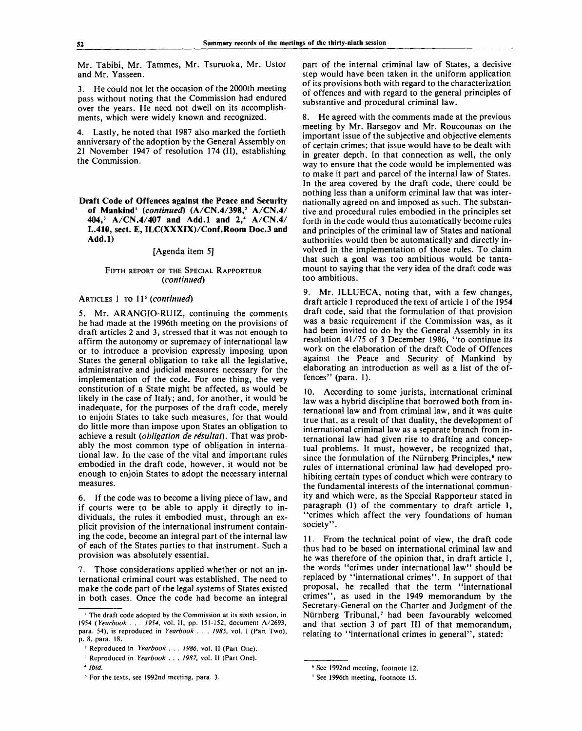Mr. Tabibi, Mr. Tammes, Mr. Tsuruoka, Mr. Ustor and Mr. Yasseen.

3. He could not let the occasion of the 2000th meeting pass without noting that the Commission had endured over the years. He need not dwell on its accomplishments, which were widely known and recognized.

4. Lastly, he noted that 1987 also marked the fortieth anniversary of the adoption by the General Assembly on 21 November 1947 of resolution 174 (II), establishing the Commission.

**Draft Code of Offences against the Peace and Security of Mankind[1] (*continued*) (A/CN.4/398,[2] A/CN.4/404,[3] A/CN.4/407 and Add.1 and 2,[4] A/CN.4/L.410, sect. E, ILC(XXXIX)/Conf.Room Doc.3 and Add.1)**

[Agenda item 5]

FIFTH REPORT OF THE SPECIAL RAPPORTEUR (*continued*)

ARTICLES 1 TO 11[5] (*continued*)

5. Mr. ARANGIO-RUIZ, continuing the comments he had made at the 1996th meeting on the provisions of draft articles 2 and 3, stressed that it was not enough to affirm the autonomy or supremacy of international law or to introduce a provision expressly imposing upon States the general obligation to take all the legislative, administrative and judicial measures necessary for the implementation of the code. For one thing, the very constitution of a State might be affected, as would be likely in the case of Italy; and, for another, it would be inadequate, for the purposes of the draft code, merely to enjoin States to take such measures, for that would do little more than impose upon States an obligation to achieve a result (*obligation de résultat*). That was probably the most common type of obligation in international law. In the case of the vital and important rules embodied in the draft code, however, it would not be enough to enjoin States to adopt the necessary internal measures.

6. If the code was to become a living piece of law, and if courts were to be able to apply it directly to individuals, the rules it embodied must, through an explicit provision of the international instrument containing the code, become an integral part of the internal law of each of the States parties to that instrument. Such a provision was absolutely essential.

7. Those considerations applied whether or not an international criminal court was established. The need to make the code part of the legal systems of States existed in both cases. Once the code had become an integral part of the internal criminal law of States, a decisive step would have been taken in the uniform application of its provisions both with regard to the characterization of offences and with regard to the general principles of substantive and procedural criminal law.

8. He agreed with the comments made at the previous meeting by Mr. Barsegov and Mr. Roucounas on the important issue of the subjective and objective elements of certain crimes; that issue would have to be dealt with in greater depth. In that connection as well, the only way to ensure that the code would be implemented was to make it part and parcel of the internal law of States. In the area covered by the draft code, there could be nothing less than a uniform criminal law that was internationally agreed on and imposed as such. The substantive and procedural rules embodied in the principles set forth in the code would thus automatically become rules and principles of the criminal law of States and national authorities would then be automatically and directly involved in the implementation of those rules. To claim that such a goal was too ambitious would be tantamount to saying that the very idea of the draft code was too ambitious.

9. Mr. ILLUECA, noting that, with a few changes, draft article 1 reproduced the text of article 1 of the 1954 draft code, said that the formulation of that provision was a basic requirement if the Commission was, as it had been invited to do by the General Assembly in its resolution 41/75 of 3 December 1986, "to continue its work on the elaboration of the draft Code of Offences against the Peace and Security of Mankind by elaborating an introduction as well as a list of the offences" (para. 1).

10. According to some jurists, international criminal law was a hybrid discipline that borrowed both from international law and from criminal law, and it was quite true that, as a result of that duality, the development of international criminal law as a separate branch from international law had given rise to drafting and conceptual problems. It must, however, be recognized that, since the formulation of the Nürnberg Principles,[6] new rules of international criminal law had developed prohibiting certain types of conduct which were contrary to the fundamental interests of the international community and which were, as the Special Rapporteur stated in paragraph (1) of the commentary to draft article 1, "crimes which affect the very foundations of human society".

11. From the technical point of view, the draft code thus had to be based on international criminal law and he was therefore of the opinion that, in draft article 1, the words "crimes under international law" should be replaced by "international crimes". In support of that proposal, he recalled that the term "international crimes", as used in the 1949 memorandum by the Secretary-General on the Charter and Judgment of the Nürnberg Tribunal,[7] had been favourably welcomed and that section 3 of part III of that memorandum, relating to "international crimes in general", stated:

---

[1] The draft code adopted by the Commission at its sixth session, in 1954 (*Yearbook . . . 1954*, vol. II, pp. 151-152, document A/2693, para. 54), is reproduced in *Yearbook . . . 1985*, vol. I (Part Two), p. 8, para. 18.

[2] Reproduced in *Yearbook . . . 1986*, vol. II (Part One).

[3] Reproduced in *Yearbook . . . 1987*, vol. II (Part One).

[4] *Ibid.*

[5] For the texts, see 1992nd meeting, para. 3.

[6] See 1992nd meeting, footnote 12.

[7] See 1996th meeting, footnote 15.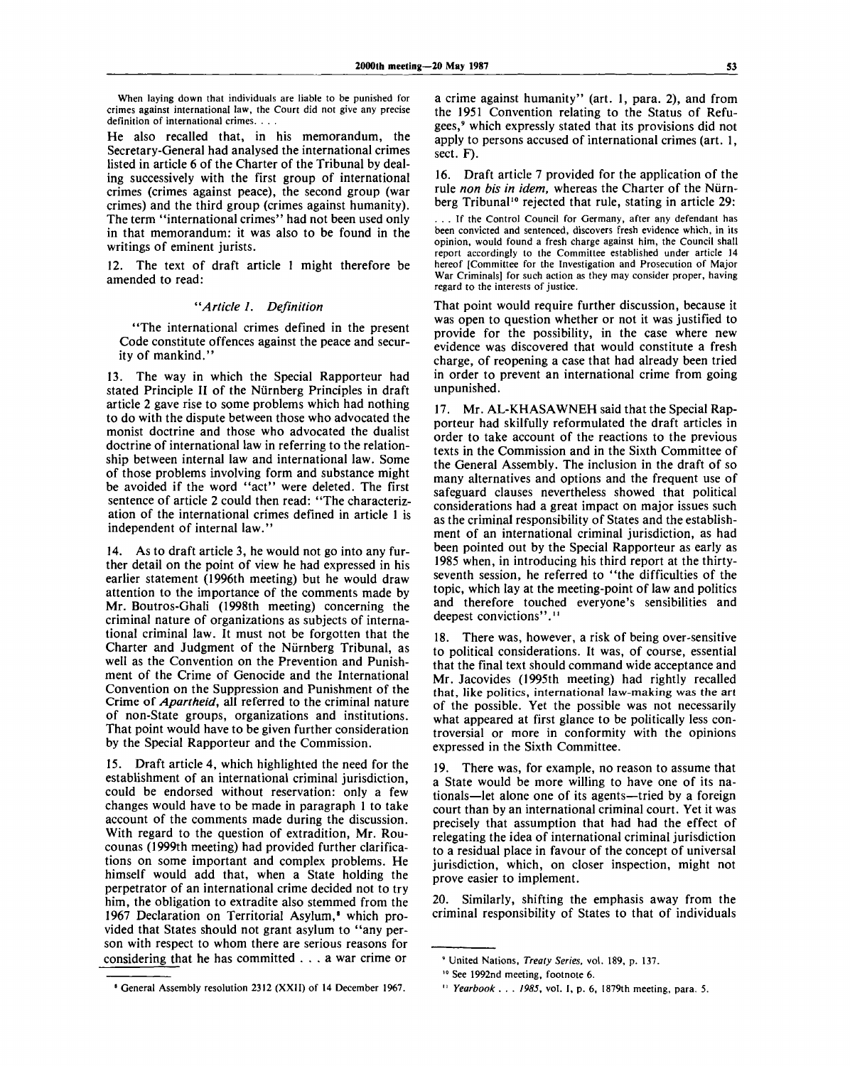When laying down that individuals are liable to be punished for crimes against international law, the Court did not give any precise definition of international crimes. . . .

He also recalled that, in his memorandum, the Secretary-General had analysed the international crimes listed in article 6 of the Charter of the Tribunal by dealing successively with the first group of international crimes (crimes against peace), the second group (war crimes) and the third group (crimes against humanity). The term "international crimes" had not been used only in that memorandum: it was also to be found in the writings of eminent jurists.

12. The text of draft article 1 might therefore be amended to read:

*"Article 1. Definition*

"The international crimes defined in the present Code constitute offences against the peace and security of mankind."

13. The way in which the Special Rapporteur had stated Principle II of the Nürnberg Principles in draft article 2 gave rise to some problems which had nothing to do with the dispute between those who advocated the monist doctrine and those who advocated the dualist doctrine of international law in referring to the relationship between internal law and international law. Some of those problems involving form and substance might be avoided if the word "act" were deleted. The first sentence of article 2 could then read: "The characterization of the international crimes defined in article 1 is independent of internal law."

14. As to draft article 3, he would not go into any further detail on the point of view he had expressed in his earlier statement (1996th meeting) but he would draw attention to the importance of the comments made by Mr. Boutros-Ghali (1998th meeting) concerning the criminal nature of organizations as subjects of international criminal law. It must not be forgotten that the Charter and Judgment of the Nürnberg Tribunal, as well as the Convention on the Prevention and Punishment of the Crime of Genocide and the International Convention on the Suppression and Punishment of the Crime of *Apartheid*, all referred to the criminal nature of non-State groups, organizations and institutions. That point would have to be given further consideration by the Special Rapporteur and the Commission.

15. Draft article 4, which highlighted the need for the establishment of an international criminal jurisdiction, could be endorsed without reservation: only a few changes would have to be made in paragraph 1 to take account of the comments made during the discussion. With regard to the question of extradition, Mr. Roucounas (1999th meeting) had provided further clarifications on some important and complex problems. He himself would add that, when a State holding the perpetrator of an international crime decided not to try him, the obligation to extradite also stemmed from the 1967 Declaration on Territorial Asylum,[8] which provided that States should not grant asylum to "any person with respect to whom there are serious reasons for considering that he has committed . . . a war crime or a crime against humanity" (art. 1, para. 2), and from the 1951 Convention relating to the Status of Refugees,[9] which expressly stated that its provisions did not apply to persons accused of international crimes (art. 1, sect. F).

16. Draft article 7 provided for the application of the rule *non bis in idem*, whereas the Charter of the Nürnberg Tribunal[10] rejected that rule, stating in article 29:

. . . If the Control Council for Germany, after any defendant has been convicted and sentenced, discovers fresh evidence which, in its opinion, would found a fresh charge against him, the Council shall report accordingly to the Committee established under article 14 hereof [Committee for the Investigation and Prosecution of Major War Criminals] for such action as they may consider proper, having regard to the interests of justice.

That point would require further discussion, because it was open to question whether or not it was justified to provide for the possibility, in the case where new evidence was discovered that would constitute a fresh charge, of reopening a case that had already been tried in order to prevent an international crime from going unpunished.

17. Mr. AL-KHASAWNEH said that the Special Rapporteur had skilfully reformulated the draft articles in order to take account of the reactions to the previous texts in the Commission and in the Sixth Committee of the General Assembly. The inclusion in the draft of so many alternatives and options and the frequent use of safeguard clauses nevertheless showed that political considerations had a great impact on major issues such as the criminal responsibility of States and the establishment of an international criminal jurisdiction, as had been pointed out by the Special Rapporteur as early as 1985 when, in introducing his third report at the thirty-seventh session, he referred to "the difficulties of the topic, which lay at the meeting-point of law and politics and therefore touched everyone's sensibilities and deepest convictions".[11]

18. There was, however, a risk of being over-sensitive to political considerations. It was, of course, essential that the final text should command wide acceptance and Mr. Jacovides (1995th meeting) had rightly recalled that, like politics, international law-making was the art of the possible. Yet the possible was not necessarily what appeared at first glance to be politically less controversial or more in conformity with the opinions expressed in the Sixth Committee.

19. There was, for example, no reason to assume that a State would be more willing to have one of its nationals—let alone one of its agents—tried by a foreign court than by an international criminal court. Yet it was precisely that assumption that had had the effect of relegating the idea of international criminal jurisdiction to a residual place in favour of the concept of universal jurisdiction, which, on closer inspection, might not prove easier to implement.

20. Similarly, shifting the emphasis away from the criminal responsibility of States to that of individuals

---

[8] General Assembly resolution 2312 (XXII) of 14 December 1967.

[9] United Nations, *Treaty Series*, vol. 189, p. 137.

[10] See 1992nd meeting, footnote 6.

[11] *Yearbook . . . 1985*, vol. I, p. 6, 1879th meeting, para. 5.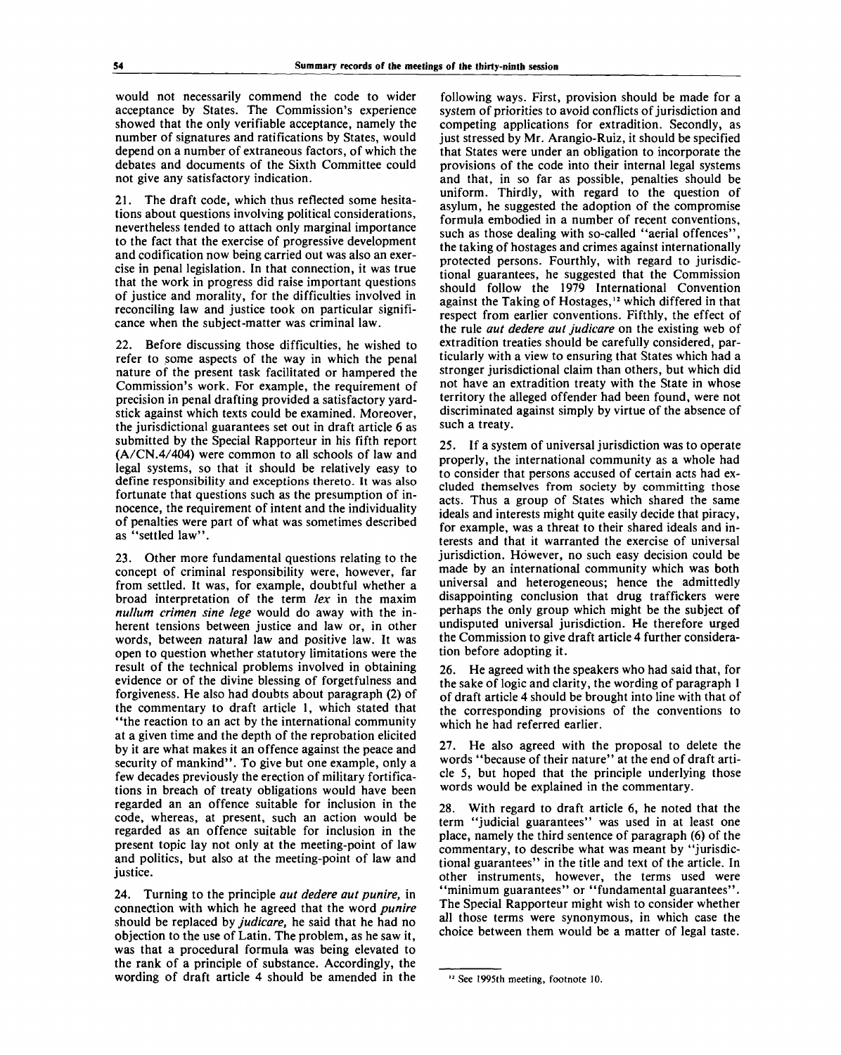would not necessarily commend the code to wider acceptance by States. The Commission's experience showed that the only verifiable acceptance, namely the number of signatures and ratifications by States, would depend on a number of extraneous factors, of which the debates and documents of the Sixth Committee could not give any satisfactory indication.

21. The draft code, which thus reflected some hesitations about questions involving political considerations, nevertheless tended to attach only marginal importance to the fact that the exercise of progressive development and codification now being carried out was also an exercise in penal legislation. In that connection, it was true that the work in progress did raise important questions of justice and morality, for the difficulties involved in reconciling law and justice took on particular significance when the subject-matter was criminal law.

22. Before discussing those difficulties, he wished to refer to some aspects of the way in which the penal nature of the present task facilitated or hampered the Commission's work. For example, the requirement of precision in penal drafting provided a satisfactory yardstick against which texts could be examined. Moreover, the jurisdictional guarantees set out in draft article 6 as submitted by the Special Rapporteur in his fifth report (A/CN.4/404) were common to all schools of law and legal systems, so that it should be relatively easy to define responsibility and exceptions thereto. It was also fortunate that questions such as the presumption of innocence, the requirement of intent and the individuality of penalties were part of what was sometimes described as "settled law".

23. Other more fundamental questions relating to the concept of criminal responsibility were, however, far from settled. It was, for example, doubtful whether a broad interpretation of the term *lex* in the maxim *nullum crimen sine lege* would do away with the inherent tensions between justice and law or, in other words, between natural law and positive law. It was open to question whether statutory limitations were the result of the technical problems involved in obtaining evidence or of the divine blessing of forgetfulness and forgiveness. He also had doubts about paragraph (2) of the commentary to draft article 1, which stated that "the reaction to an act by the international community at a given time and the depth of the reprobation elicited by it are what makes it an offence against the peace and security of mankind". To give but one example, only a few decades previously the erection of military fortifications in breach of treaty obligations would have been regarded an an offence suitable for inclusion in the code, whereas, at present, such an action would be regarded as an offence suitable for inclusion in the present topic lay not only at the meeting-point of law and politics, but also at the meeting-point of law and justice.

24. Turning to the principle *aut dedere aut punire*, in connection with which he agreed that the word *punire* should be replaced by *judicare*, he said that he had no objection to the use of Latin. The problem, as he saw it, was that a procedural formula was being elevated to the rank of a principle of substance. Accordingly, the wording of draft article 4 should be amended in the following ways. First, provision should be made for a system of priorities to avoid conflicts of jurisdiction and competing applications for extradition. Secondly, as just stressed by Mr. Arangio-Ruiz, it should be specified that States were under an obligation to incorporate the provisions of the code into their internal legal systems and that, in so far as possible, penalties should be uniform. Thirdly, with regard to the question of asylum, he suggested the adoption of the compromise formula embodied in a number of recent conventions, such as those dealing with so-called "aerial offences", the taking of hostages and crimes against internationally protected persons. Fourthly, with regard to jurisdictional guarantees, he suggested that the Commission should follow the 1979 International Convention against the Taking of Hostages,[12] which differed in that respect from earlier conventions. Fifthly, the effect of the rule *aut dedere aut judicare* on the existing web of extradition treaties should be carefully considered, particularly with a view to ensuring that States which had a stronger jurisdictional claim than others, but which did not have an extradition treaty with the State in whose territory the alleged offender had been found, were not discriminated against simply by virtue of the absence of such a treaty.

25. If a system of universal jurisdiction was to operate properly, the international community as a whole had to consider that persons accused of certain acts had excluded themselves from society by committing those acts. Thus a group of States which shared the same ideals and interests might quite easily decide that piracy, for example, was a threat to their shared ideals and interests and that it warranted the exercise of universal jurisdiction. However, no such easy decision could be made by an international community which was both universal and heterogeneous; hence the admittedly disappointing conclusion that drug traffickers were perhaps the only group which might be the subject of undisputed universal jurisdiction. He therefore urged the Commission to give draft article 4 further consideration before adopting it.

26. He agreed with the speakers who had said that, for the sake of logic and clarity, the wording of paragraph 1 of draft article 4 should be brought into line with that of the corresponding provisions of the conventions to which he had referred earlier.

27. He also agreed with the proposal to delete the words "because of their nature" at the end of draft article 5, but hoped that the principle underlying those words would be explained in the commentary.

28. With regard to draft article 6, he noted that the term "judicial guarantees" was used in at least one place, namely the third sentence of paragraph (6) of the commentary, to describe what was meant by "jurisdictional guarantees" in the title and text of the article. In other instruments, however, the terms used were "minimum guarantees" or "fundamental guarantees". The Special Rapporteur might wish to consider whether all those terms were synonymous, in which case the choice between them would be a matter of legal taste.

---

[12] See 1995th meeting, footnote 10.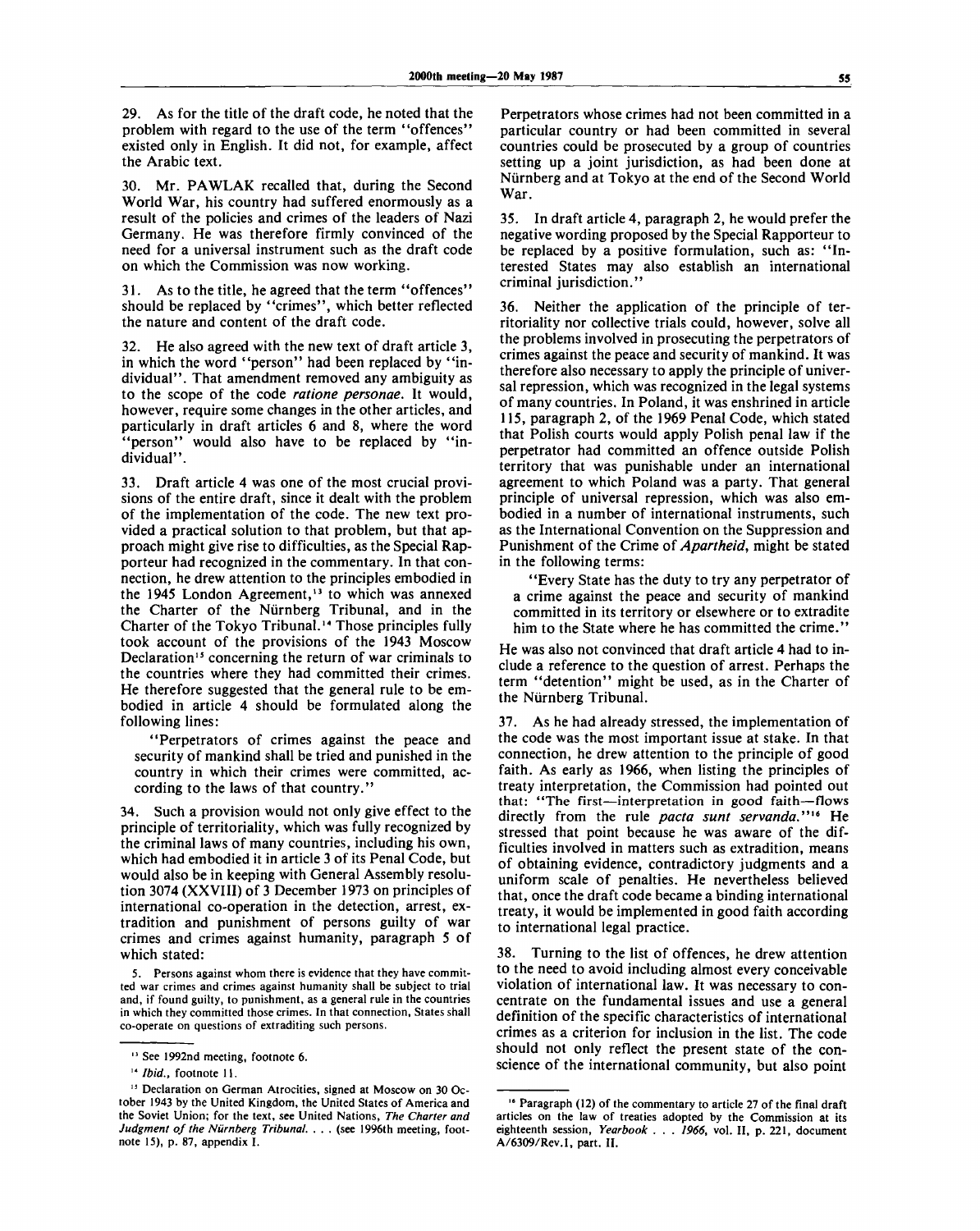29. As for the title of the draft code, he noted that the problem with regard to the use of the term "offences" existed only in English. It did not, for example, affect the Arabic text.

30. Mr. PAWLAK recalled that, during the Second World War, his country had suffered enormously as a result of the policies and crimes of the leaders of Nazi Germany. He was therefore firmly convinced of the need for a universal instrument such as the draft code on which the Commission was now working.

31. As to the title, he agreed that the term "offences" should be replaced by "crimes", which better reflected the nature and content of the draft code.

32. He also agreed with the new text of draft article 3, in which the word "person" had been replaced by "individual". That amendment removed any ambiguity as to the scope of the code *ratione personae*. It would, however, require some changes in the other articles, and particularly in draft articles 6 and 8, where the word "person" would also have to be replaced by "individual".

33. Draft article 4 was one of the most crucial provisions of the entire draft, since it dealt with the problem of the implementation of the code. The new text provided a practical solution to that problem, but that approach might give rise to difficulties, as the Special Rapporteur had recognized in the commentary. In that connection, he drew attention to the principles embodied in the 1945 London Agreement,[13] to which was annexed the Charter of the Nürnberg Tribunal, and in the Charter of the Tokyo Tribunal.[14] Those principles fully took account of the provisions of the 1943 Moscow Declaration[15] concerning the return of war criminals to the countries where they had committed their crimes. He therefore suggested that the general rule to be embodied in article 4 should be formulated along the following lines:

> "Perpetrators of crimes against the peace and security of mankind shall be tried and punished in the country in which their crimes were committed, according to the laws of that country."

34. Such a provision would not only give effect to the principle of territoriality, which was fully recognized by the criminal laws of many countries, including his own, which had embodied it in article 3 of its Penal Code, but would also be in keeping with General Assembly resolution 3074 (XXVIII) of 3 December 1973 on principles of international co-operation in the detection, arrest, extradition and punishment of persons guilty of war crimes and crimes against humanity, paragraph 5 of which stated:

> 5. Persons against whom there is evidence that they have committed war crimes and crimes against humanity shall be subject to trial and, if found guilty, to punishment, as a general rule in the countries in which they committed those crimes. In that connection, States shall co-operate on questions of extraditing such persons.

Perpetrators whose crimes had not been committed in a particular country or had been committed in several countries could be prosecuted by a group of countries setting up a joint jurisdiction, as had been done at Nürnberg and at Tokyo at the end of the Second World War.

35. In draft article 4, paragraph 2, he would prefer the negative wording proposed by the Special Rapporteur to be replaced by a positive formulation, such as: "Interested States may also establish an international criminal jurisdiction."

36. Neither the application of the principle of territoriality nor collective trials could, however, solve all the problems involved in prosecuting the perpetrators of crimes against the peace and security of mankind. It was therefore also necessary to apply the principle of universal repression, which was recognized in the legal systems of many countries. In Poland, it was enshrined in article 115, paragraph 2, of the 1969 Penal Code, which stated that Polish courts would apply Polish penal law if the perpetrator had committed an offence outside Polish territory that was punishable under an international agreement to which Poland was a party. That general principle of universal repression, which was also embodied in a number of international instruments, such as the International Convention on the Suppression and Punishment of the Crime of *Apartheid*, might be stated in the following terms:

> "Every State has the duty to try any perpetrator of a crime against the peace and security of mankind committed in its territory or elsewhere or to extradite him to the State where he has committed the crime."

He was also not convinced that draft article 4 had to include a reference to the question of arrest. Perhaps the term "detention" might be used, as in the Charter of the Nürnberg Tribunal.

37. As he had already stressed, the implementation of the code was the most important issue at stake. In that connection, he drew attention to the principle of good faith. As early as 1966, when listing the principles of treaty interpretation, the Commission had pointed out that: "The first—interpretation in good faith—flows directly from the rule *pacta sunt servanda*."[16] He stressed that point because he was aware of the difficulties involved in matters such as extradition, means of obtaining evidence, contradictory judgments and a uniform scale of penalties. He nevertheless believed that, once the draft code became a binding international treaty, it would be implemented in good faith according to international legal practice.

38. Turning to the list of offences, he drew attention to the need to avoid including almost every conceivable violation of international law. It was necessary to concentrate on the fundamental issues and use a general definition of the specific characteristics of international crimes as a criterion for inclusion in the list. The code should not only reflect the present state of the conscience of the international community, but also point

---

[13] See 1992nd meeting, footnote 6.

[14] *Ibid.*, footnote 11.

[15] Declaration on German Atrocities, signed at Moscow on 30 October 1943 by the United Kingdom, the United States of America and the Soviet Union; for the text, see United Nations, *The Charter and Judgment of the Nürnberg Tribunal*. . . . (see 1996th meeting, footnote 15), p. 87, appendix I.

[16] Paragraph (12) of the commentary to article 27 of the final draft articles on the law of treaties adopted by the Commission at its eighteenth session, *Yearbook . . . 1966*, vol. II, p. 221, document A/6309/Rev.1, part. II.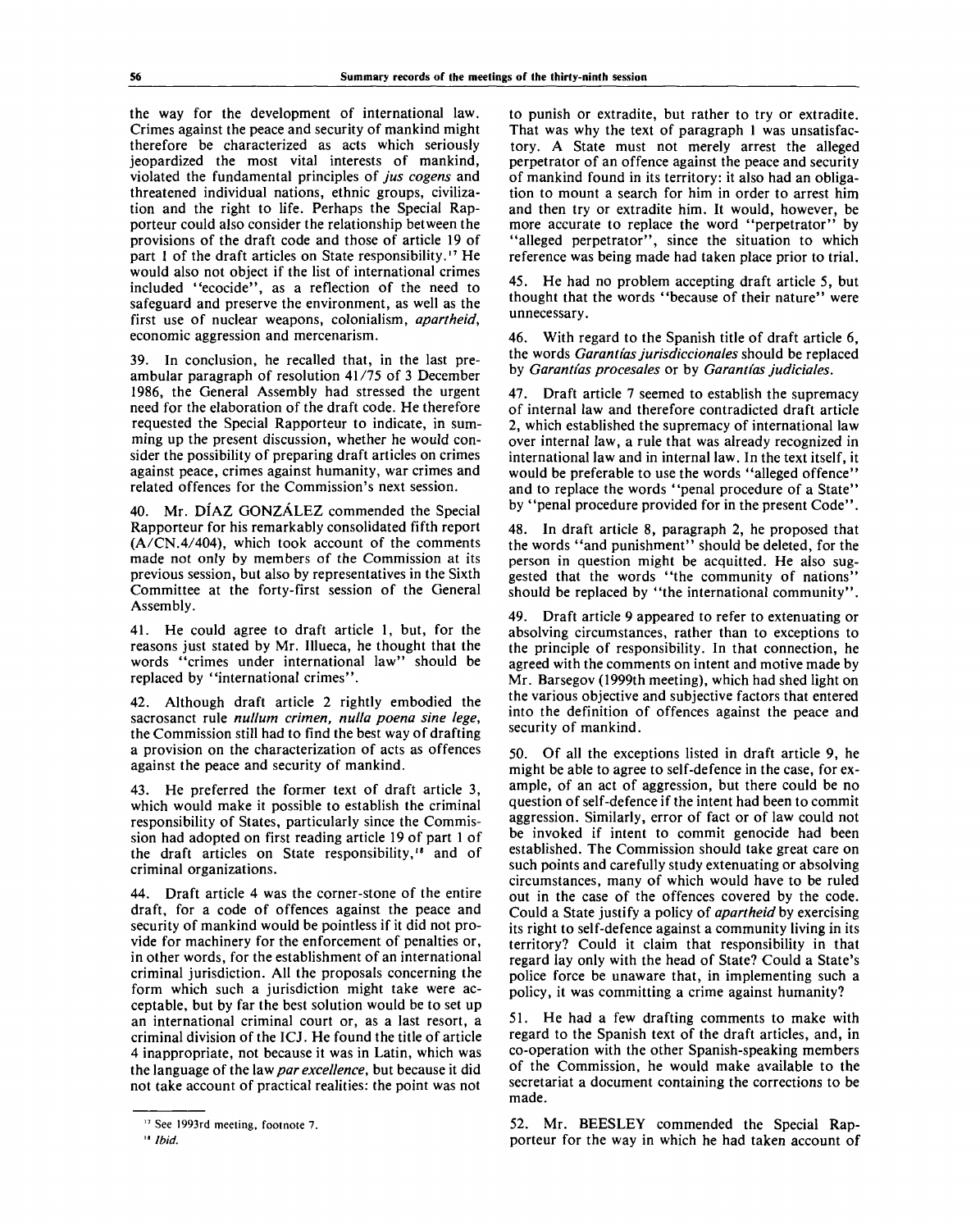the way for the development of international law. Crimes against the peace and security of mankind might therefore be characterized as acts which seriously jeopardized the most vital interests of mankind, violated the fundamental principles of *jus cogens* and threatened individual nations, ethnic groups, civilization and the right to life. Perhaps the Special Rapporteur could also consider the relationship between the provisions of the draft code and those of article 19 of part 1 of the draft articles on State responsibility.[17] He would also not object if the list of international crimes included "ecocide", as a reflection of the need to safeguard and preserve the environment, as well as the first use of nuclear weapons, colonialism, *apartheid*, economic aggression and mercenarism.

39. In conclusion, he recalled that, in the last preambular paragraph of resolution 41/75 of 3 December 1986, the General Assembly had stressed the urgent need for the elaboration of the draft code. He therefore requested the Special Rapporteur to indicate, in summing up the present discussion, whether he would consider the possibility of preparing draft articles on crimes against peace, crimes against humanity, war crimes and related offences for the Commission's next session.

40. Mr. DÍAZ GONZÁLEZ commended the Special Rapporteur for his remarkably consolidated fifth report (A/CN.4/404), which took account of the comments made not only by members of the Commission at its previous session, but also by representatives in the Sixth Committee at the forty-first session of the General Assembly.

41. He could agree to draft article 1, but, for the reasons just stated by Mr. Illueca, he thought that the words "crimes under international law" should be replaced by "international crimes".

42. Although draft article 2 rightly embodied the sacrosanct rule *nullum crimen, nulla poena sine lege*, the Commission still had to find the best way of drafting a provision on the characterization of acts as offences against the peace and security of mankind.

43. He preferred the former text of draft article 3, which would make it possible to establish the criminal responsibility of States, particularly since the Commission had adopted on first reading article 19 of part 1 of the draft articles on State responsibility,[18] and of criminal organizations.

44. Draft article 4 was the corner-stone of the entire draft, for a code of offences against the peace and security of mankind would be pointless if it did not provide for machinery for the enforcement of penalties or, in other words, for the establishment of an international criminal jurisdiction. All the proposals concerning the form which such a jurisdiction might take were acceptable, but by far the best solution would be to set up an international criminal court or, as a last resort, a criminal division of the ICJ. He found the title of article 4 inappropriate, not because it was in Latin, which was the language of the law *par excellence*, but because it did not take account of practical realities: the point was not to punish or extradite, but rather to try or extradite. That was why the text of paragraph 1 was unsatisfactory. A State must not merely arrest the alleged perpetrator of an offence against the peace and security of mankind found in its territory: it also had an obligation to mount a search for him in order to arrest him and then try or extradite him. It would, however, be more accurate to replace the word "perpetrator" by "alleged perpetrator", since the situation to which reference was being made had taken place prior to trial.

45. He had no problem accepting draft article 5, but thought that the words "because of their nature" were unnecessary.

46. With regard to the Spanish title of draft article 6, the words *Garantías jurisdiccionales* should be replaced by *Garantías procesales* or by *Garantías judiciales*.

47. Draft article 7 seemed to establish the supremacy of internal law and therefore contradicted draft article 2, which established the supremacy of international law over internal law, a rule that was already recognized in international law and in internal law. In the text itself, it would be preferable to use the words "alleged offence" and to replace the words "penal procedure of a State" by "penal procedure provided for in the present Code".

48. In draft article 8, paragraph 2, he proposed that the words "and punishment" should be deleted, for the person in question might be acquitted. He also suggested that the words "the community of nations" should be replaced by "the international community".

49. Draft article 9 appeared to refer to extenuating or absolving circumstances, rather than to exceptions to the principle of responsibility. In that connection, he agreed with the comments on intent and motive made by Mr. Barsegov (1999th meeting), which had shed light on the various objective and subjective factors that entered into the definition of offences against the peace and security of mankind.

50. Of all the exceptions listed in draft article 9, he might be able to agree to self-defence in the case, for example, of an act of aggression, but there could be no question of self-defence if the intent had been to commit aggression. Similarly, error of fact or of law could not be invoked if intent to commit genocide had been established. The Commission should take great care on such points and carefully study extenuating or absolving circumstances, many of which would have to be ruled out in the case of the offences covered by the code. Could a State justify a policy of *apartheid* by exercising its right to self-defence against a community living in its territory? Could it claim that responsibility in that regard lay only with the head of State? Could a State's police force be unaware that, in implementing such a policy, it was committing a crime against humanity?

51. He had a few drafting comments to make with regard to the Spanish text of the draft articles, and, in co-operation with the other Spanish-speaking members of the Commission, he would make available to the secretariat a document containing the corrections to be made.

52. Mr. BEESLEY commended the Special Rapporteur for the way in which he had taken account of

---

[17] See 1993rd meeting, footnote 7.

[18] *Ibid.*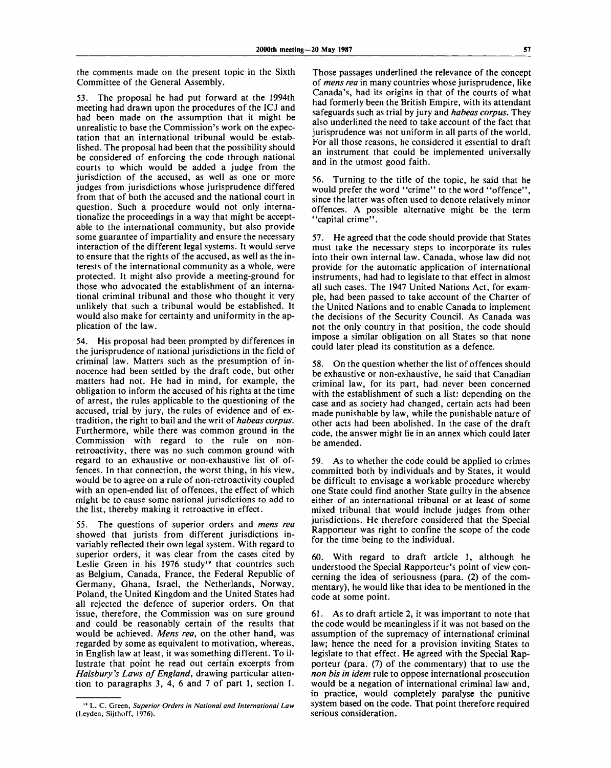the comments made on the present topic in the Sixth Committee of the General Assembly.

53. The proposal he had put forward at the 1994th meeting had drawn upon the procedures of the ICJ and had been made on the assumption that it might be unrealistic to base the Commission's work on the expectation that an international tribunal would be established. The proposal had been that the possibility should be considered of enforcing the code through national courts to which would be added a judge from the jurisdiction of the accused, as well as one or more judges from jurisdictions whose jurisprudence differed from that of both the accused and the national court in question. Such a procedure would not only internationalize the proceedings in a way that might be acceptable to the international community, but also provide some guarantee of impartiality and ensure the necessary interaction of the different legal systems. It would serve to ensure that the rights of the accused, as well as the interests of the international community as a whole, were protected. It might also provide a meeting-ground for those who advocated the establishment of an international criminal tribunal and those who thought it very unlikely that such a tribunal would be established. It would also make for certainty and uniformity in the application of the law.

54. His proposal had been prompted by differences in the jurisprudence of national jurisdictions in the field of criminal law. Matters such as the presumption of innocence had been settled by the draft code, but other matters had not. He had in mind, for example, the obligation to inform the accused of his rights at the time of arrest, the rules applicable to the questioning of the accused, trial by jury, the rules of evidence and of extradition, the right to bail and the writ of *habeas corpus*. Furthermore, while there was common ground in the Commission with regard to the rule on non-retroactivity, there was no such common ground with regard to an exhaustive or non-exhaustive list of offences. In that connection, the worst thing, in his view, would be to agree on a rule of non-retroactivity coupled with an open-ended list of offences, the effect of which might be to cause some national jurisdictions to add to the list, thereby making it retroactive in effect.

55. The questions of superior orders and *mens rea* showed that jurists from different jurisdictions invariably reflected their own legal system. With regard to superior orders, it was clear from the cases cited by Leslie Green in his 1976 study[19] that countries such as Belgium, Canada, France, the Federal Republic of Germany, Ghana, Israel, the Netherlands, Norway, Poland, the United Kingdom and the United States had all rejected the defence of superior orders. On that issue, therefore, the Commission was on sure ground and could be reasonably certain of the results that would be achieved. *Mens rea*, on the other hand, was regarded by some as equivalent to motivation, whereas, in English law at least, it was something different. To illustrate that point he read out certain excerpts from *Halsbury's Laws of England*, drawing particular attention to paragraphs 3, 4, 6 and 7 of part 1, section 1. Those passages underlined the relevance of the concept of *mens rea* in many countries whose jurisprudence, like Canada's, had its origins in that of the courts of what had formerly been the British Empire, with its attendant safeguards such as trial by jury and *habeas corpus*. They also underlined the need to take account of the fact that jurisprudence was not uniform in all parts of the world. For all those reasons, he considered it essential to draft an instrument that could be implemented universally and in the utmost good faith.

56. Turning to the title of the topic, he said that he would prefer the word "crime" to the word "offence", since the latter was often used to denote relatively minor offences. A possible alternative might be the term "capital crime".

57. He agreed that the code should provide that States must take the necessary steps to incorporate its rules into their own internal law. Canada, whose law did not provide for the automatic application of international instruments, had had to legislate to that effect in almost all such cases. The 1947 United Nations Act, for example, had been passed to take account of the Charter of the United Nations and to enable Canada to implement the decisions of the Security Council. As Canada was not the only country in that position, the code should impose a similar obligation on all States so that none could later plead its constitution as a defence.

58. On the question whether the list of offences should be exhaustive or non-exhaustive, he said that Canadian criminal law, for its part, had never been concerned with the establishment of such a list: depending on the case and as society had changed, certain acts had been made punishable by law, while the punishable nature of other acts had been abolished. In the case of the draft code, the answer might lie in an annex which could later be amended.

59. As to whether the code could be applied to crimes committed both by individuals and by States, it would be difficult to envisage a workable procedure whereby one State could find another State guilty in the absence either of an international tribunal or at least of some mixed tribunal that would include judges from other jurisdictions. He therefore considered that the Special Rapporteur was right to confine the scope of the code for the time being to the individual.

60. With regard to draft article 1, although he understood the Special Rapporteur's point of view concerning the idea of seriousness (para. (2) of the commentary), he would like that idea to be mentioned in the code at some point.

61. As to draft article 2, it was important to note that the code would be meaningless if it was not based on the assumption of the supremacy of international criminal law; hence the need for a provision inviting States to legislate to that effect. He agreed with the Special Rapporteur (para. (7) of the commentary) that to use the *non bis in idem* rule to oppose international prosecution would be a negation of international criminal law and, in practice, would completely paralyse the punitive system based on the code. That point therefore required serious consideration.

---

[19] L. C. Green, *Superior Orders in National and International Law* (Leyden, Sijthoff, 1976).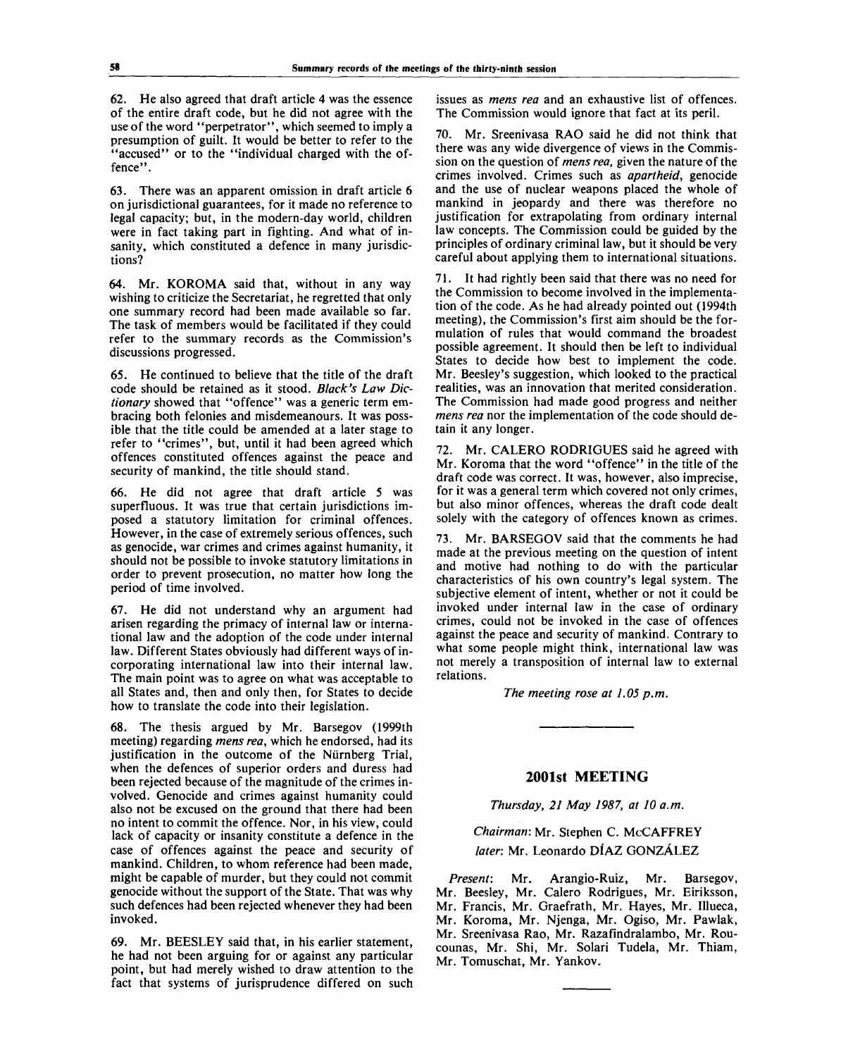62. He also agreed that draft article 4 was the essence of the entire draft code, but he did not agree with the use of the word "perpetrator", which seemed to imply a presumption of guilt. It would be better to refer to the "accused" or to the "individual charged with the offence".

63. There was an apparent omission in draft article 6 on jurisdictional guarantees, for it made no reference to legal capacity; but, in the modern-day world, children were in fact taking part in fighting. And what of insanity, which constituted a defence in many jurisdictions?

64. Mr. KOROMA said that, without in any way wishing to criticize the Secretariat, he regretted that only one summary record had been made available so far. The task of members would be facilitated if they could refer to the summary records as the Commission's discussions progressed.

65. He continued to believe that the title of the draft code should be retained as it stood. *Black's Law Dictionary* showed that "offence" was a generic term embracing both felonies and misdemeanours. It was possible that the title could be amended at a later stage to refer to "crimes", but, until it had been agreed which offences constituted offences against the peace and security of mankind, the title should stand.

66. He did not agree that draft article 5 was superfluous. It was true that certain jurisdictions imposed a statutory limitation for criminal offences. However, in the case of extremely serious offences, such as genocide, war crimes and crimes against humanity, it should not be possible to invoke statutory limitations in order to prevent prosecution, no matter how long the period of time involved.

67. He did not understand why an argument had arisen regarding the primacy of internal law or international law and the adoption of the code under internal law. Different States obviously had different ways of incorporating international law into their internal law. The main point was to agree on what was acceptable to all States and, then and only then, for States to decide how to translate the code into their legislation.

68. The thesis argued by Mr. Barsegov (1999th meeting) regarding *mens rea*, which he endorsed, had its justification in the outcome of the Nürnberg Trial, when the defences of superior orders and duress had been rejected because of the magnitude of the crimes involved. Genocide and crimes against humanity could also not be excused on the ground that there had been no intent to commit the offence. Nor, in his view, could lack of capacity or insanity constitute a defence in the case of offences against the peace and security of mankind. Children, to whom reference had been made, might be capable of murder, but they could not commit genocide without the support of the State. That was why such defences had been rejected whenever they had been invoked.

69. Mr. BEESLEY said that, in his earlier statement, he had not been arguing for or against any particular point, but had merely wished to draw attention to the fact that systems of jurisprudence differed on such issues as *mens rea* and an exhaustive list of offences. The Commission would ignore that fact at its peril.

70. Mr. Sreenivasa RAO said he did not think that there was any wide divergence of views in the Commission on the question of *mens rea*, given the nature of the crimes involved. Crimes such as *apartheid*, genocide and the use of nuclear weapons placed the whole of mankind in jeopardy and there was therefore no justification for extrapolating from ordinary internal law concepts. The Commission could be guided by the principles of ordinary criminal law, but it should be very careful about applying them to international situations.

71. It had rightly been said that there was no need for the Commission to become involved in the implementation of the code. As he had already pointed out (1994th meeting), the Commission's first aim should be the formulation of rules that would command the broadest possible agreement. It should then be left to individual States to decide how best to implement the code. Mr. Beesley's suggestion, which looked to the practical realities, was an innovation that merited consideration. The Commission had made good progress and neither *mens rea* nor the implementation of the code should detain it any longer.

72. Mr. CALERO RODRIGUES said he agreed with Mr. Koroma that the word "offence" in the title of the draft code was correct. It was, however, also imprecise, for it was a general term which covered not only crimes, but also minor offences, whereas the draft code dealt solely with the category of offences known as crimes.

73. Mr. BARSEGOV said that the comments he had made at the previous meeting on the question of intent and motive had nothing to do with the particular characteristics of his own country's legal system. The subjective element of intent, whether or not it could be invoked under internal law in the case of ordinary crimes, could not be invoked in the case of offences against the peace and security of mankind. Contrary to what some people might think, international law was not merely a transposition of internal law to external relations.

*The meeting rose at 1.05 p.m.*

## 2001st MEETING

*Thursday, 21 May 1987, at 10 a.m.*

*Chairman*: Mr. Stephen C. McCAFFREY
*later*: Mr. Leonardo DÍAZ GONZÁLEZ

*Present*: Mr. Arangio-Ruiz, Mr. Barsegov, Mr. Beesley, Mr. Calero Rodrigues, Mr. Eiriksson, Mr. Francis, Mr. Graefrath, Mr. Hayes, Mr. Illueca, Mr. Koroma, Mr. Njenga, Mr. Ogiso, Mr. Pawlak, Mr. Sreenivasa Rao, Mr. Razafindralambo, Mr. Roucounas, Mr. Shi, Mr. Solari Tudela, Mr. Thiam, Mr. Tomuschat, Mr. Yankov.